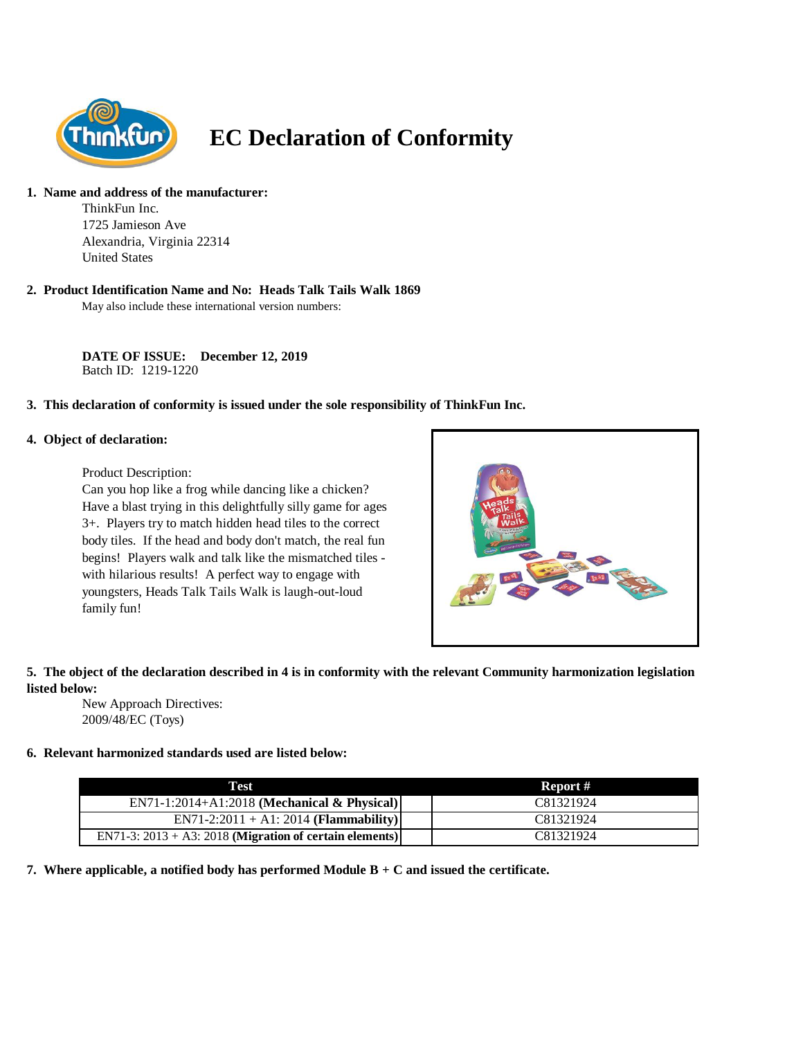# EC Declaration of Conformity

1. **Name and address of the manufacturer:**
   ThinkFun Inc.
   1725 Jamieson Ave
   Alexandria, Virginia 22314
   United States

2. **Product Identification Name and No: Heads Talk Tails Walk 1869**
   May also include these international version numbers:

   **DATE OF ISSUE: December 12, 2019**
   Batch ID: 1219-1220

3. **This declaration of conformity is issued under the sole responsibility of ThinkFun Inc.**

4. **Object of declaration:**

   Product Description:
   Can you hop like a frog while dancing like a chicken? Have a blast trying in this delightfully silly game for ages 3+. Players try to match hidden head tiles to the correct body tiles. If the head and body don't match, the real fun begins! Players walk and talk like the mismatched tiles - with hilarious results! A perfect way to engage with youngsters, Heads Talk Tails Walk is laugh-out-loud family fun!

5. **The object of the declaration described in 4 is in conformity with the relevant Community harmonization legislation listed below:**
   New Approach Directives:
   2009/48/EC (Toys)

6. **Relevant harmonized standards used are listed below:**

| Test | Report # |
|---|---|
| EN71-1:2014+A1:2018 **(Mechanical & Physical)** | C81321924 |
| EN71-2:2011 + A1: 2014 **(Flammability)** | C81321924 |
| EN71-3: 2013 + A3: 2018 **(Migration of certain elements)** | C81321924 |

7. **Where applicable, a notified body has performed Module B + C and issued the certificate.**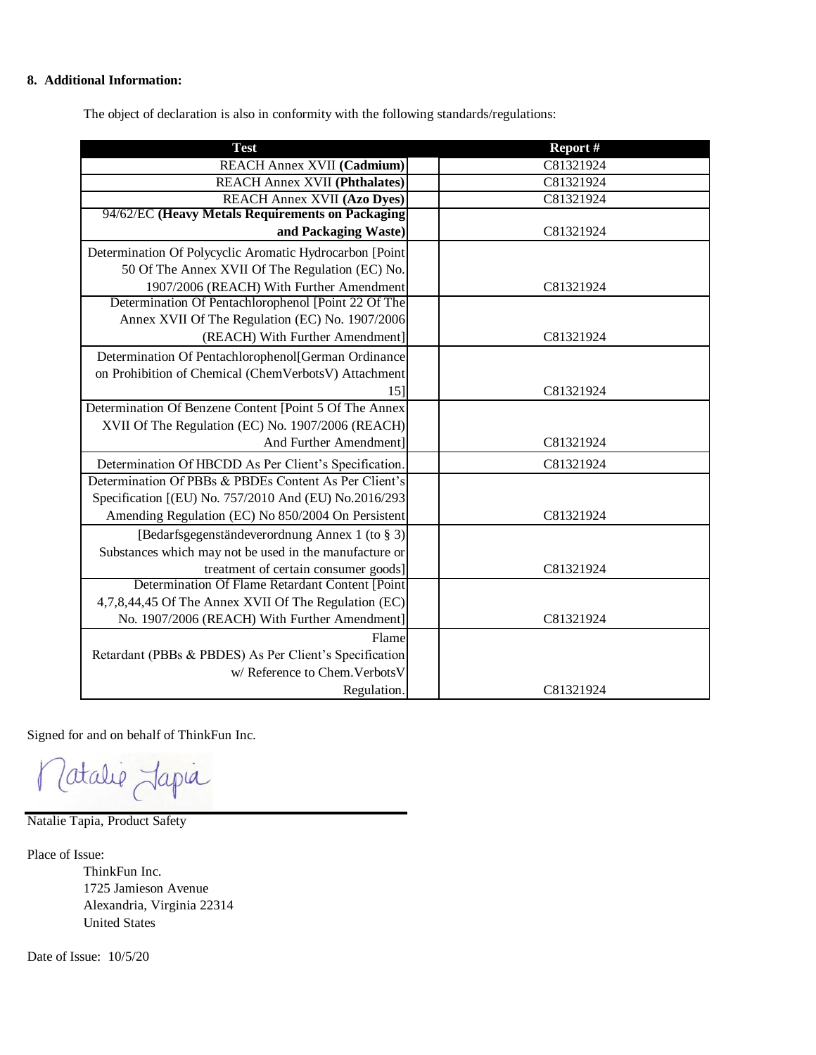## 8. Additional Information:

The object of declaration is also in conformity with the following standards/regulations:

| Test | Report # |
|---|---|
| REACH Annex XVII **(Cadmium)** | C81321924 |
| REACH Annex XVII **(Phthalates)** | C81321924 |
| REACH Annex XVII **(Azo Dyes)** | C81321924 |
| 94/62/EC **(Heavy Metals Requirements on Packaging and Packaging Waste)** | C81321924 |
| Determination Of Polycyclic Aromatic Hydrocarbon [Point 50 Of The Annex XVII Of The Regulation (EC) No. 1907/2006 (REACH) With Further Amendment | C81321924 |
| Determination Of Pentachlorophenol [Point 22 Of The Annex XVII Of The Regulation (EC) No. 1907/2006 (REACH) With Further Amendment] | C81321924 |
| Determination Of Pentachlorophenol[German Ordinance on Prohibition of Chemical (ChemVerbotsV) Attachment 15] | C81321924 |
| Determination Of Benzene Content [Point 5 Of The Annex XVII Of The Regulation (EC) No. 1907/2006 (REACH) And Further Amendment] | C81321924 |
| Determination Of HBCDD As Per Client's Specification. | C81321924 |
| Determination Of PBBs & PBDEs Content As Per Client's Specification [(EU) No. 757/2010 And (EU) No.2016/293 Amending Regulation (EC) No 850/2004 On Persistent | C81321924 |
| [Bedarfsgegenständeverordnung Annex 1 (to § 3) Substances which may not be used in the manufacture or treatment of certain consumer goods] | C81321924 |
| Determination Of Flame Retardant Content [Point 4,7,8,44,45 Of The Annex XVII Of The Regulation (EC) No. 1907/2006 (REACH) With Further Amendment] | C81321924 |
| Flame Retardant (PBBs & PBDES) As Per Client's Specification w/ Reference to Chem.VerbotsV Regulation. | C81321924 |

Signed for and on behalf of ThinkFun Inc.

Natalie Tapia

Natalie Tapia, Product Safety

Place of Issue:

ThinkFun Inc.
1725 Jamieson Avenue
Alexandria, Virginia 22314
United States

Date of Issue: 10/5/20